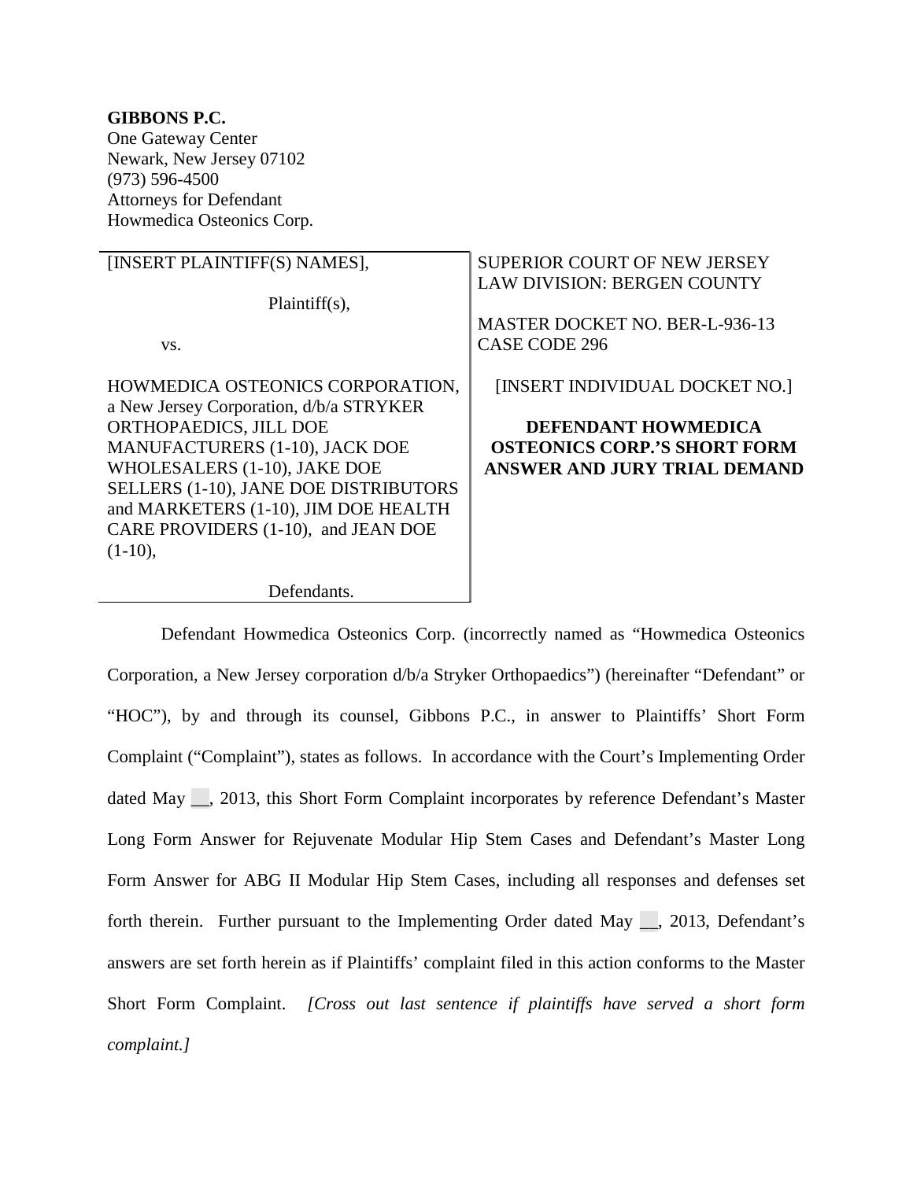**GIBBONS P.C.**
One Gateway Center
Newark, New Jersey 07102
(973) 596-4500
Attorneys for Defendant
Howmedica Osteonics Corp.

| | |
|---|---|
| [INSERT PLAINTIFF(S) NAMES],<br><br>Plaintiff(s),<br><br>vs.<br><br>HOWMEDICA OSTEONICS CORPORATION, a New Jersey Corporation, d/b/a STRYKER ORTHOPAEDICS, JILL DOE MANUFACTURERS (1-10), JACK DOE WHOLESALERS (1-10), JAKE DOE SELLERS (1-10), JANE DOE DISTRIBUTORS and MARKETERS (1-10), JIM DOE HEALTH CARE PROVIDERS (1-10), and JEAN DOE (1-10),<br><br>Defendants. | SUPERIOR COURT OF NEW JERSEY<br>LAW DIVISION: BERGEN COUNTY<br><br>MASTER DOCKET NO. BER-L-936-13<br>CASE CODE 296<br><br>[INSERT INDIVIDUAL DOCKET NO.]<br><br>**DEFENDANT HOWMEDICA OSTEONICS CORP.'S SHORT FORM ANSWER AND JURY TRIAL DEMAND** |

Defendant Howmedica Osteonics Corp. (incorrectly named as "Howmedica Osteonics Corporation, a New Jersey corporation d/b/a Stryker Orthopaedics") (hereinafter "Defendant" or "HOC"), by and through its counsel, Gibbons P.C., in answer to Plaintiffs' Short Form Complaint ("Complaint"), states as follows. In accordance with the Court's Implementing Order dated May __, 2013, this Short Form Complaint incorporates by reference Defendant's Master Long Form Answer for Rejuvenate Modular Hip Stem Cases and Defendant's Master Long Form Answer for ABG II Modular Hip Stem Cases, including all responses and defenses set forth therein. Further pursuant to the Implementing Order dated May __, 2013, Defendant's answers are set forth herein as if Plaintiffs' complaint filed in this action conforms to the Master Short Form Complaint. *[Cross out last sentence if plaintiffs have served a short form complaint.]*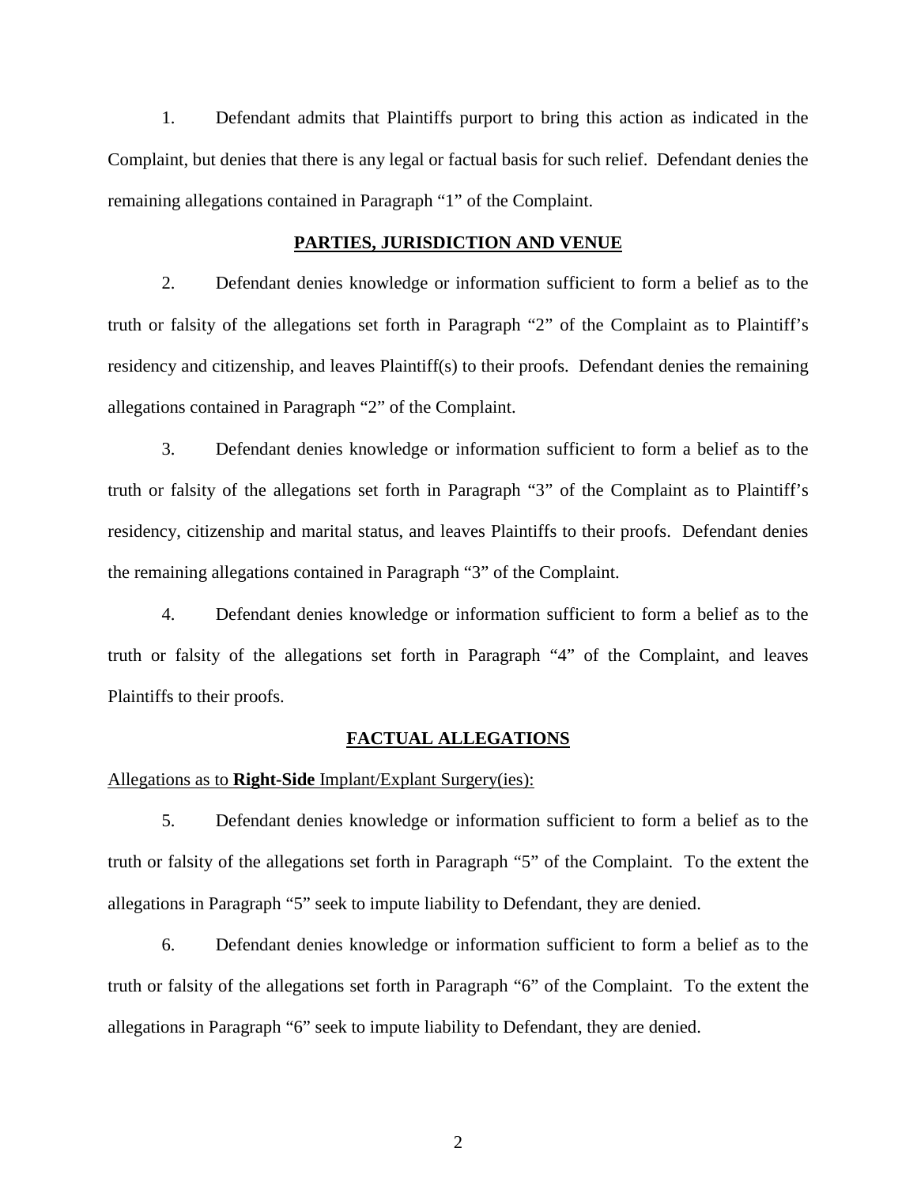1. Defendant admits that Plaintiffs purport to bring this action as indicated in the Complaint, but denies that there is any legal or factual basis for such relief. Defendant denies the remaining allegations contained in Paragraph "1" of the Complaint.

## PARTIES, JURISDICTION AND VENUE

2. Defendant denies knowledge or information sufficient to form a belief as to the truth or falsity of the allegations set forth in Paragraph "2" of the Complaint as to Plaintiff's residency and citizenship, and leaves Plaintiff(s) to their proofs. Defendant denies the remaining allegations contained in Paragraph "2" of the Complaint.

3. Defendant denies knowledge or information sufficient to form a belief as to the truth or falsity of the allegations set forth in Paragraph "3" of the Complaint as to Plaintiff's residency, citizenship and marital status, and leaves Plaintiffs to their proofs. Defendant denies the remaining allegations contained in Paragraph "3" of the Complaint.

4. Defendant denies knowledge or information sufficient to form a belief as to the truth or falsity of the allegations set forth in Paragraph "4" of the Complaint, and leaves Plaintiffs to their proofs.

## FACTUAL ALLEGATIONS

Allegations as to **Right-Side** Implant/Explant Surgery(ies):

5. Defendant denies knowledge or information sufficient to form a belief as to the truth or falsity of the allegations set forth in Paragraph "5" of the Complaint. To the extent the allegations in Paragraph "5" seek to impute liability to Defendant, they are denied.

6. Defendant denies knowledge or information sufficient to form a belief as to the truth or falsity of the allegations set forth in Paragraph "6" of the Complaint. To the extent the allegations in Paragraph "6" seek to impute liability to Defendant, they are denied.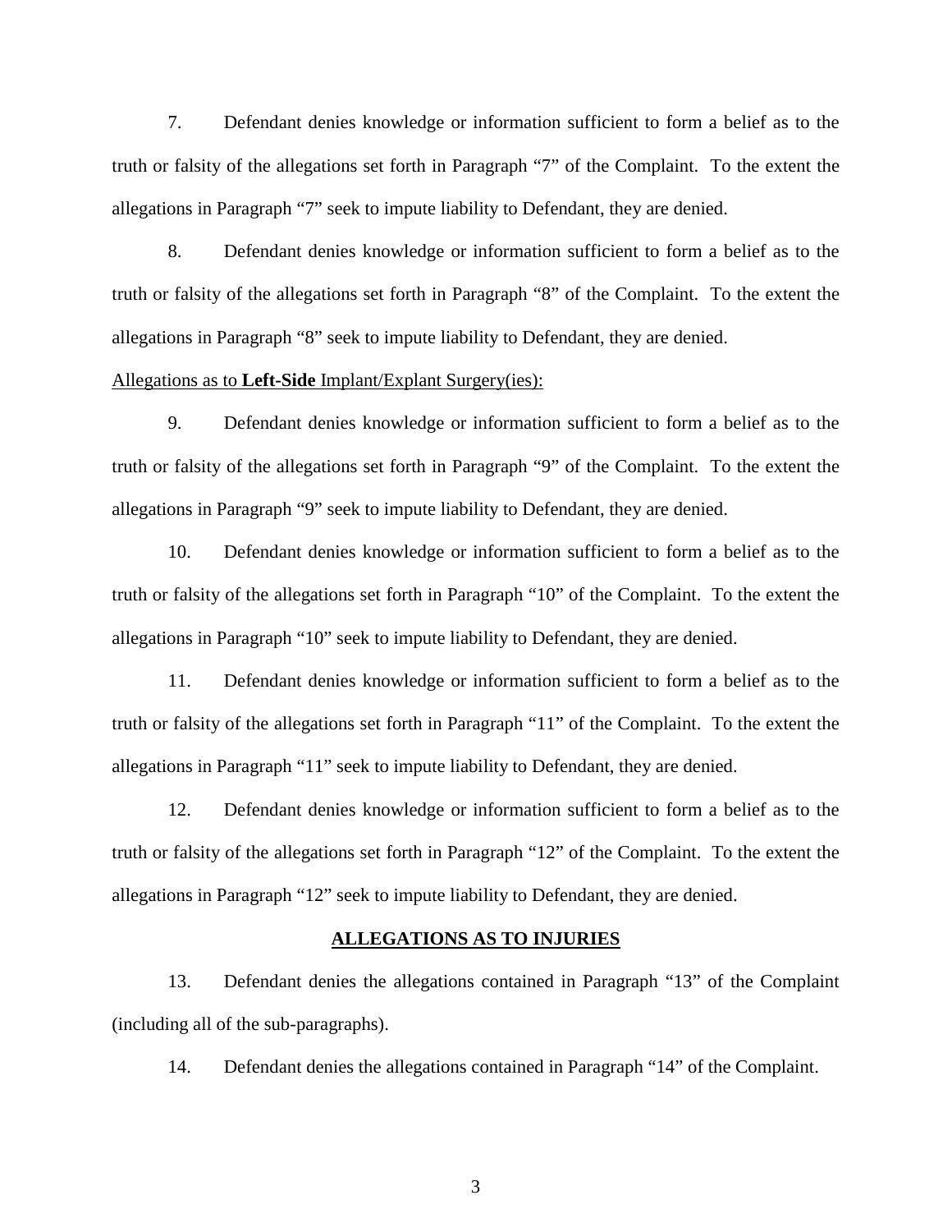7. Defendant denies knowledge or information sufficient to form a belief as to the truth or falsity of the allegations set forth in Paragraph "7" of the Complaint. To the extent the allegations in Paragraph "7" seek to impute liability to Defendant, they are denied.

8. Defendant denies knowledge or information sufficient to form a belief as to the truth or falsity of the allegations set forth in Paragraph "8" of the Complaint. To the extent the allegations in Paragraph "8" seek to impute liability to Defendant, they are denied.

<u>Allegations as to **Left-Side** Implant/Explant Surgery(ies):</u>

9. Defendant denies knowledge or information sufficient to form a belief as to the truth or falsity of the allegations set forth in Paragraph "9" of the Complaint. To the extent the allegations in Paragraph "9" seek to impute liability to Defendant, they are denied.

10. Defendant denies knowledge or information sufficient to form a belief as to the truth or falsity of the allegations set forth in Paragraph "10" of the Complaint. To the extent the allegations in Paragraph "10" seek to impute liability to Defendant, they are denied.

11. Defendant denies knowledge or information sufficient to form a belief as to the truth or falsity of the allegations set forth in Paragraph "11" of the Complaint. To the extent the allegations in Paragraph "11" seek to impute liability to Defendant, they are denied.

12. Defendant denies knowledge or information sufficient to form a belief as to the truth or falsity of the allegations set forth in Paragraph "12" of the Complaint. To the extent the allegations in Paragraph "12" seek to impute liability to Defendant, they are denied.

## ALLEGATIONS AS TO INJURIES

13. Defendant denies the allegations contained in Paragraph "13" of the Complaint (including all of the sub-paragraphs).

14. Defendant denies the allegations contained in Paragraph "14" of the Complaint.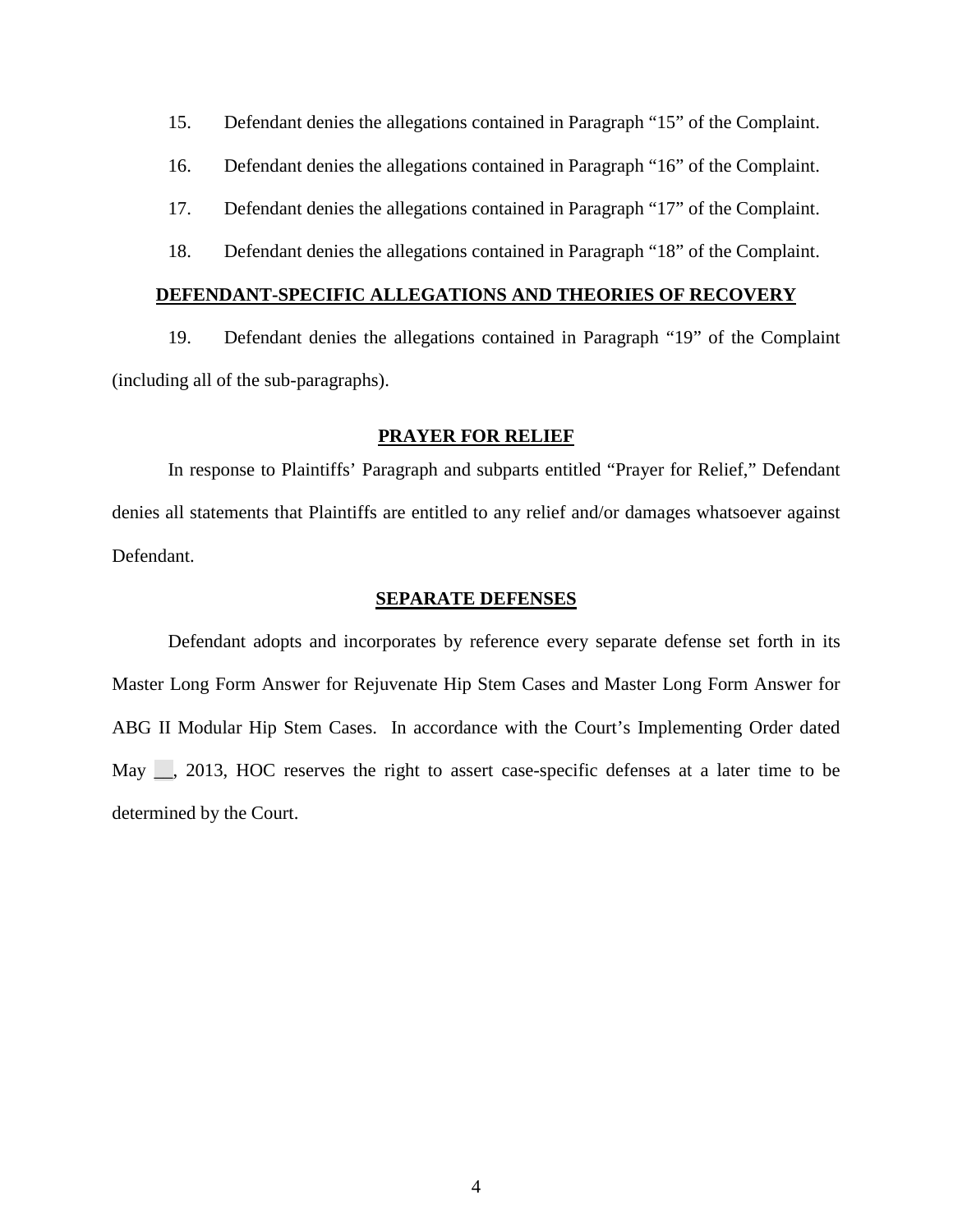15. Defendant denies the allegations contained in Paragraph "15" of the Complaint.

16. Defendant denies the allegations contained in Paragraph "16" of the Complaint.

17. Defendant denies the allegations contained in Paragraph "17" of the Complaint.

18. Defendant denies the allegations contained in Paragraph "18" of the Complaint.

## DEFENDANT-SPECIFIC ALLEGATIONS AND THEORIES OF RECOVERY

19. Defendant denies the allegations contained in Paragraph "19" of the Complaint (including all of the sub-paragraphs).

## PRAYER FOR RELIEF

In response to Plaintiffs' Paragraph and subparts entitled "Prayer for Relief," Defendant denies all statements that Plaintiffs are entitled to any relief and/or damages whatsoever against Defendant.

## SEPARATE DEFENSES

Defendant adopts and incorporates by reference every separate defense set forth in its Master Long Form Answer for Rejuvenate Hip Stem Cases and Master Long Form Answer for ABG II Modular Hip Stem Cases. In accordance with the Court's Implementing Order dated May __, 2013, HOC reserves the right to assert case-specific defenses at a later time to be determined by the Court.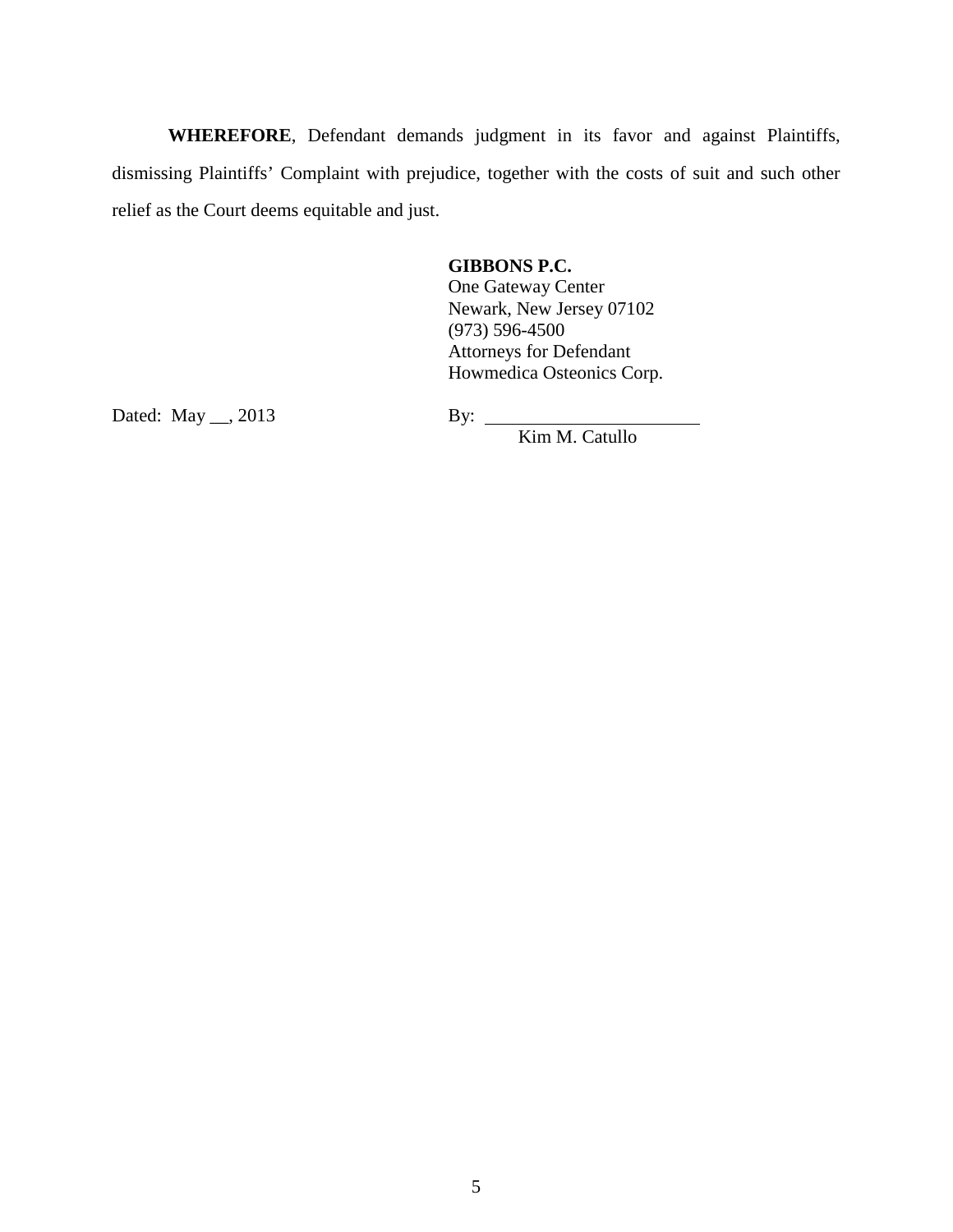**WHEREFORE**, Defendant demands judgment in its favor and against Plaintiffs, dismissing Plaintiffs' Complaint with prejudice, together with the costs of suit and such other relief as the Court deems equitable and just.

**GIBBONS P.C.**
One Gateway Center
Newark, New Jersey 07102
(973) 596-4500
Attorneys for Defendant
Howmedica Osteonics Corp.

Dated: May __, 2013

By: ______________________
Kim M. Catullo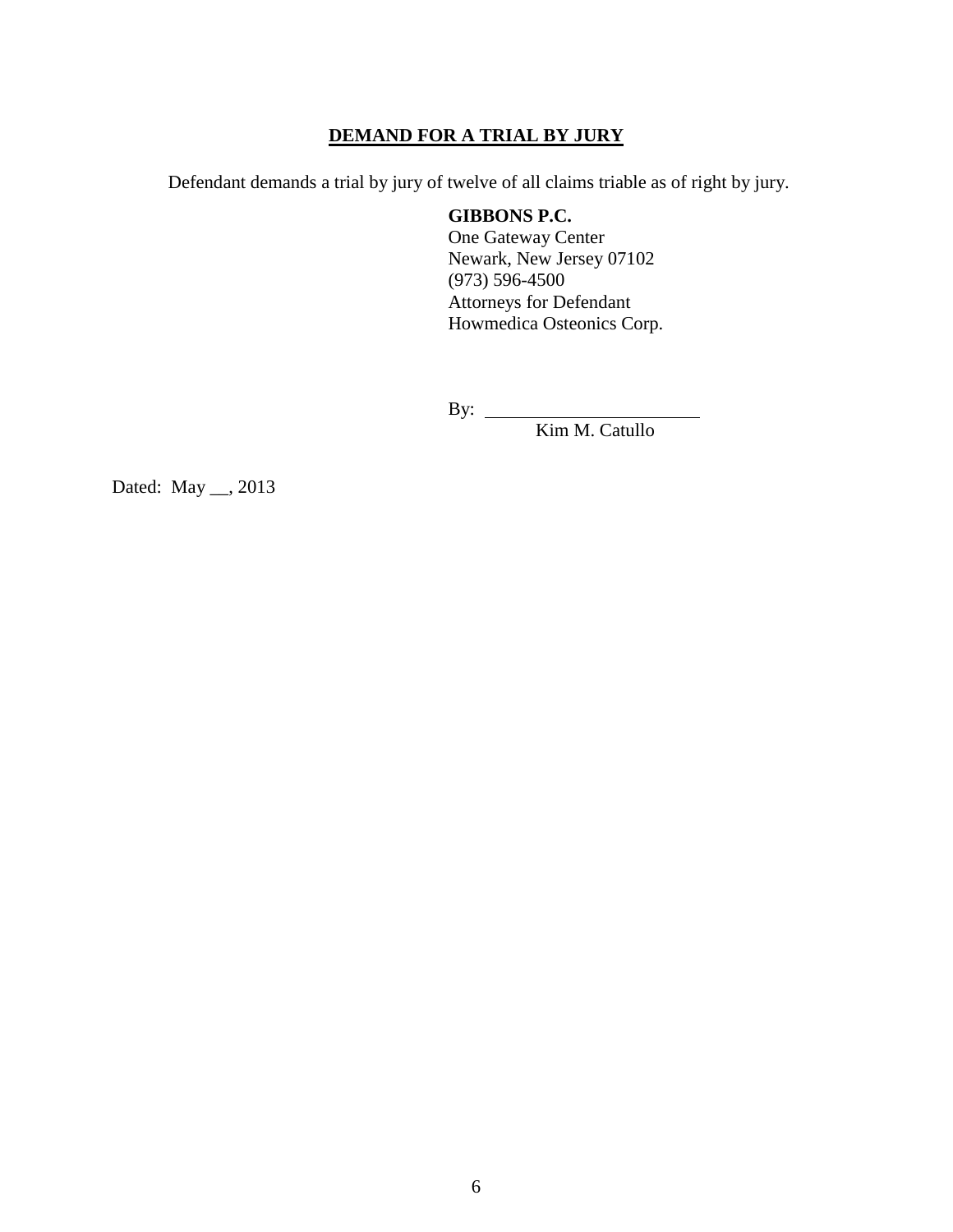## **DEMAND FOR A TRIAL BY JURY**

Defendant demands a trial by jury of twelve of all claims triable as of right by jury.

**GIBBONS P.C.**
One Gateway Center
Newark, New Jersey 07102
(973) 596-4500
Attorneys for Defendant
Howmedica Osteonics Corp.

By: ______________________
Kim M. Catullo

Dated: May __, 2013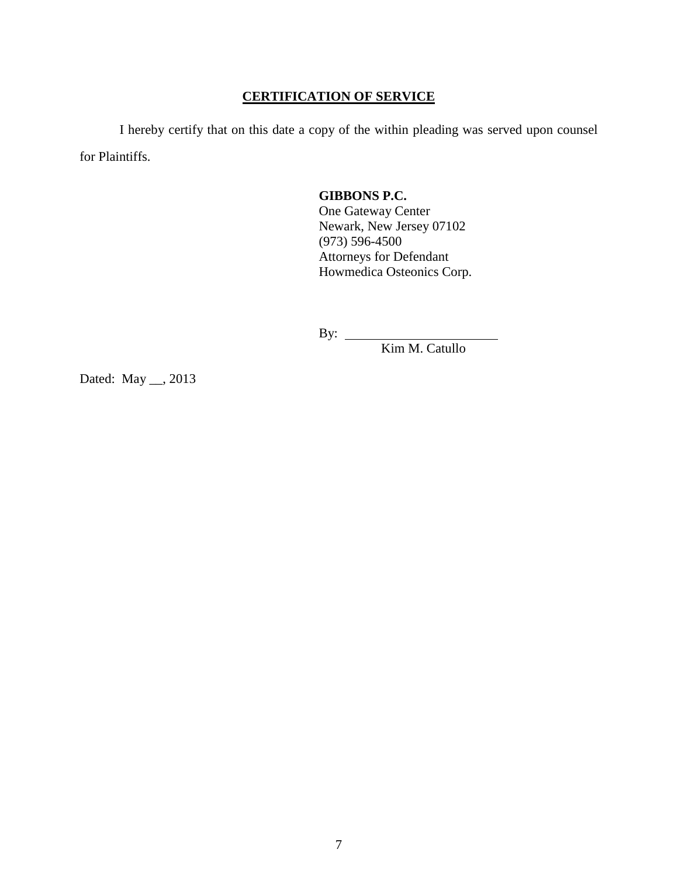**CERTIFICATION OF SERVICE**

I hereby certify that on this date a copy of the within pleading was served upon counsel for Plaintiffs.

**GIBBONS P.C.**
One Gateway Center
Newark, New Jersey 07102
(973) 596-4500
Attorneys for Defendant
Howmedica Osteonics Corp.

By: ________________________
Kim M. Catullo

Dated: May __, 2013